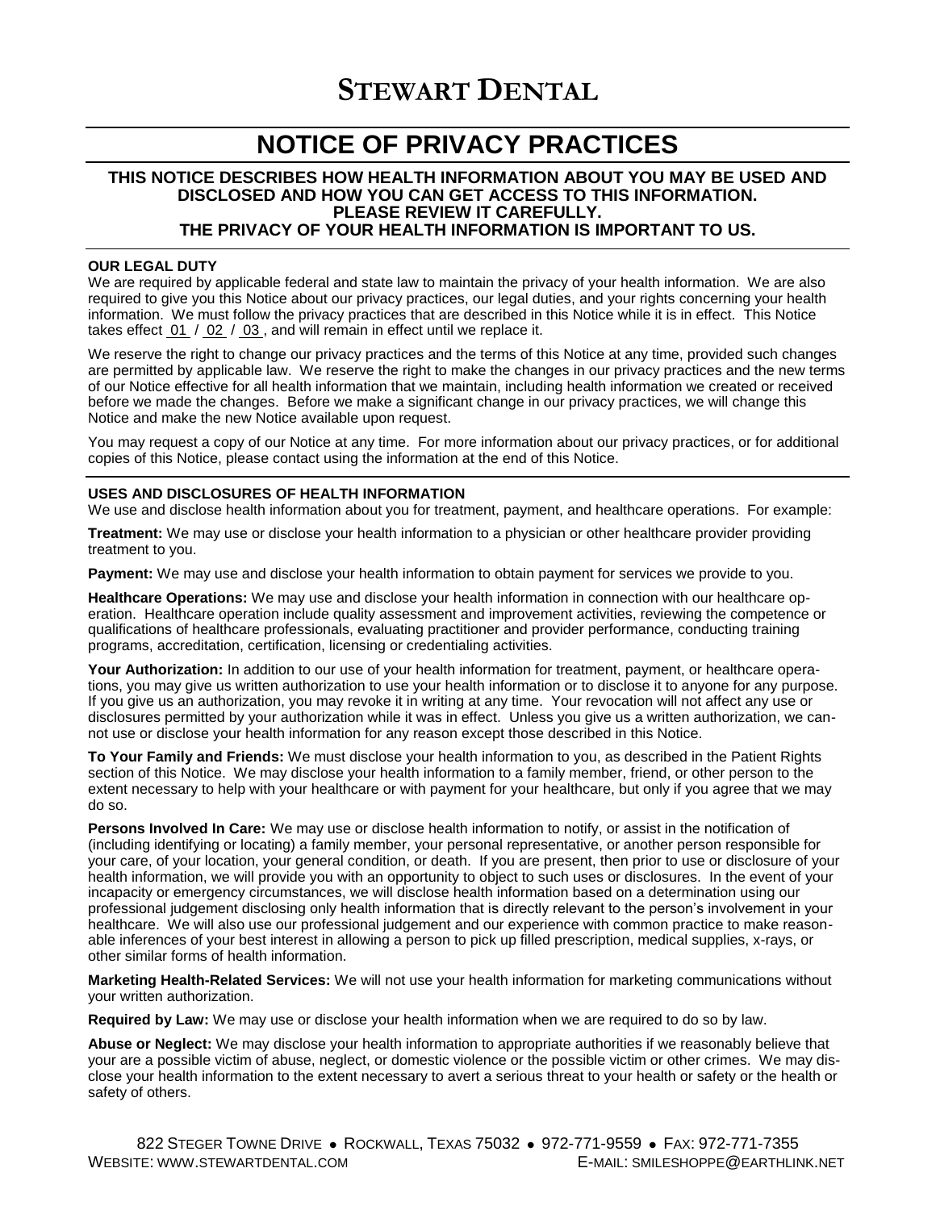# STEWART DENTAL

# NOTICE OF PRIVACY PRACTICES

**THIS NOTICE DESCRIBES HOW HEALTH INFORMATION ABOUT YOU MAY BE USED AND DISCLOSED AND HOW YOU CAN GET ACCESS TO THIS INFORMATION. PLEASE REVIEW IT CAREFULLY. THE PRIVACY OF YOUR HEALTH INFORMATION IS IMPORTANT TO US.**

**OUR LEGAL DUTY**

We are required by applicable federal and state law to maintain the privacy of your health information. We are also required to give you this Notice about our privacy practices, our legal duties, and your rights concerning your health information. We must follow the privacy practices that are described in this Notice while it is in effect. This Notice takes effect 01 / 02 / 03, and will remain in effect until we replace it.

We reserve the right to change our privacy practices and the terms of this Notice at any time, provided such changes are permitted by applicable law. We reserve the right to make the changes in our privacy practices and the new terms of our Notice effective for all health information that we maintain, including health information we created or received before we made the changes. Before we make a significant change in our privacy practices, we will change this Notice and make the new Notice available upon request.

You may request a copy of our Notice at any time. For more information about our privacy practices, or for additional copies of this Notice, please contact using the information at the end of this Notice.

**USES AND DISCLOSURES OF HEALTH INFORMATION**

We use and disclose health information about you for treatment, payment, and healthcare operations. For example:

**Treatment:** We may use or disclose your health information to a physician or other healthcare provider providing treatment to you.

**Payment:** We may use and disclose your health information to obtain payment for services we provide to you.

**Healthcare Operations:** We may use and disclose your health information in connection with our healthcare operation. Healthcare operation include quality assessment and improvement activities, reviewing the competence or qualifications of healthcare professionals, evaluating practitioner and provider performance, conducting training programs, accreditation, certification, licensing or credentialing activities.

**Your Authorization:** In addition to our use of your health information for treatment, payment, or healthcare operations, you may give us written authorization to use your health information or to disclose it to anyone for any purpose. If you give us an authorization, you may revoke it in writing at any time. Your revocation will not affect any use or disclosures permitted by your authorization while it was in effect. Unless you give us a written authorization, we cannot use or disclose your health information for any reason except those described in this Notice.

**To Your Family and Friends:** We must disclose your health information to you, as described in the Patient Rights section of this Notice. We may disclose your health information to a family member, friend, or other person to the extent necessary to help with your healthcare or with payment for your healthcare, but only if you agree that we may do so.

**Persons Involved In Care:** We may use or disclose health information to notify, or assist in the notification of (including identifying or locating) a family member, your personal representative, or another person responsible for your care, of your location, your general condition, or death. If you are present, then prior to use or disclosure of your health information, we will provide you with an opportunity to object to such uses or disclosures. In the event of your incapacity or emergency circumstances, we will disclose health information based on a determination using our professional judgement disclosing only health information that is directly relevant to the person's involvement in your healthcare. We will also use our professional judgement and our experience with common practice to make reasonable inferences of your best interest in allowing a person to pick up filled prescription, medical supplies, x-rays, or other similar forms of health information.

**Marketing Health-Related Services:** We will not use your health information for marketing communications without your written authorization.

**Required by Law:** We may use or disclose your health information when we are required to do so by law.

**Abuse or Neglect:** We may disclose your health information to appropriate authorities if we reasonably believe that your are a possible victim of abuse, neglect, or domestic violence or the possible victim or other crimes. We may disclose your health information to the extent necessary to avert a serious threat to your health or safety or the health or safety of others.

822 STEGER TOWNE DRIVE • ROCKWALL, TEXAS 75032 • 972-771-9559 • FAX: 972-771-7355
WEBSITE: WWW.STEWARTDENTAL.COM E-MAIL: SMILESHOPPE@EARTHLINK.NET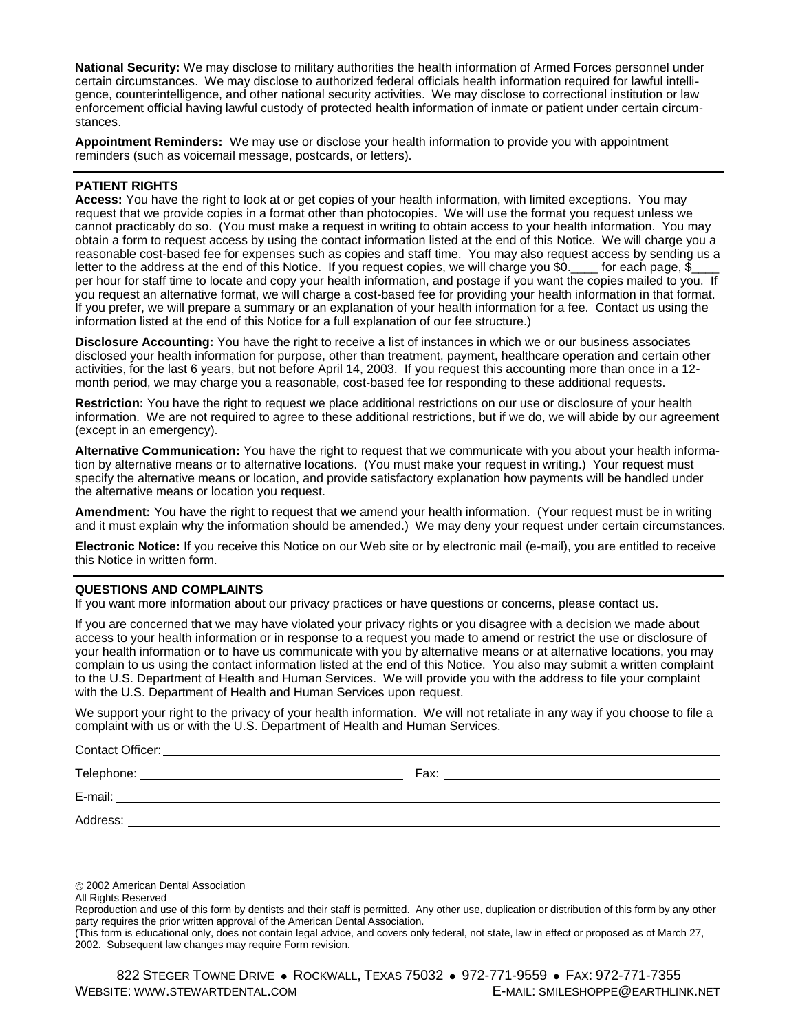**National Security:** We may disclose to military authorities the health information of Armed Forces personnel under certain circumstances. We may disclose to authorized federal officials health information required for lawful intelligence, counterintelligence, and other national security activities. We may disclose to correctional institution or law enforcement official having lawful custody of protected health information of inmate or patient under certain circumstances.

**Appointment Reminders:** We may use or disclose your health information to provide you with appointment reminders (such as voicemail message, postcards, or letters).

---

**PATIENT RIGHTS**

**Access:** You have the right to look at or get copies of your health information, with limited exceptions. You may request that we provide copies in a format other than photocopies. We will use the format you request unless we cannot practicably do so. (You must make a request in writing to obtain access to your health information. You may obtain a form to request access by using the contact information listed at the end of this Notice. We will charge you a reasonable cost-based fee for expenses such as copies and staff time. You may also request access by sending us a letter to the address at the end of this Notice. If you request copies, we will charge you $0.____ for each page, $____ per hour for staff time to locate and copy your health information, and postage if you want the copies mailed to you. If you request an alternative format, we will charge a cost-based fee for providing your health information in that format. If you prefer, we will prepare a summary or an explanation of your health information for a fee. Contact us using the information listed at the end of this Notice for a full explanation of our fee structure.)

**Disclosure Accounting:** You have the right to receive a list of instances in which we or our business associates disclosed your health information for purpose, other than treatment, payment, healthcare operation and certain other activities, for the last 6 years, but not before April 14, 2003. If you request this accounting more than once in a 12-month period, we may charge you a reasonable, cost-based fee for responding to these additional requests.

**Restriction:** You have the right to request we place additional restrictions on our use or disclosure of your health information. We are not required to agree to these additional restrictions, but if we do, we will abide by our agreement (except in an emergency).

**Alternative Communication:** You have the right to request that we communicate with you about your health information by alternative means or to alternative locations. (You must make your request in writing.) Your request must specify the alternative means or location, and provide satisfactory explanation how payments will be handled under the alternative means or location you request.

**Amendment:** You have the right to request that we amend your health information. (Your request must be in writing and it must explain why the information should be amended.) We may deny your request under certain circumstances.

**Electronic Notice:** If you receive this Notice on our Web site or by electronic mail (e-mail), you are entitled to receive this Notice in written form.

---

**QUESTIONS AND COMPLAINTS**

If you want more information about our privacy practices or have questions or concerns, please contact us.

If you are concerned that we may have violated your privacy rights or you disagree with a decision we made about access to your health information or in response to a request you made to amend or restrict the use or disclosure of your health information or to have us communicate with you by alternative means or at alternative locations, you may complain to us using the contact information listed at the end of this Notice. You also may submit a written complaint to the U.S. Department of Health and Human Services. We will provide you with the address to file your complaint with the U.S. Department of Health and Human Services upon request.

We support your right to the privacy of your health information. We will not retaliate in any way if you choose to file a complaint with us or with the U.S. Department of Health and Human Services.

Contact Officer: ______________________________

Telephone: ______________________ Fax: ______________________

E-mail: ______________________________

Address: ______________________________

© 2002 American Dental Association
All Rights Reserved
Reproduction and use of this form by dentists and their staff is permitted. Any other use, duplication or distribution of this form by any other party requires the prior written approval of the American Dental Association.
(This form is educational only, does not contain legal advice, and covers only federal, not state, law in effect or proposed as of March 27, 2002. Subsequent law changes may require Form revision.

822 STEGER TOWNE DRIVE • ROCKWALL, TEXAS 75032 • 972-771-9559 • FAX: 972-771-7355
WEBSITE: WWW.STEWARTDENTAL.COM E-MAIL: SMILESHOPPE@EARTHLINK.NET